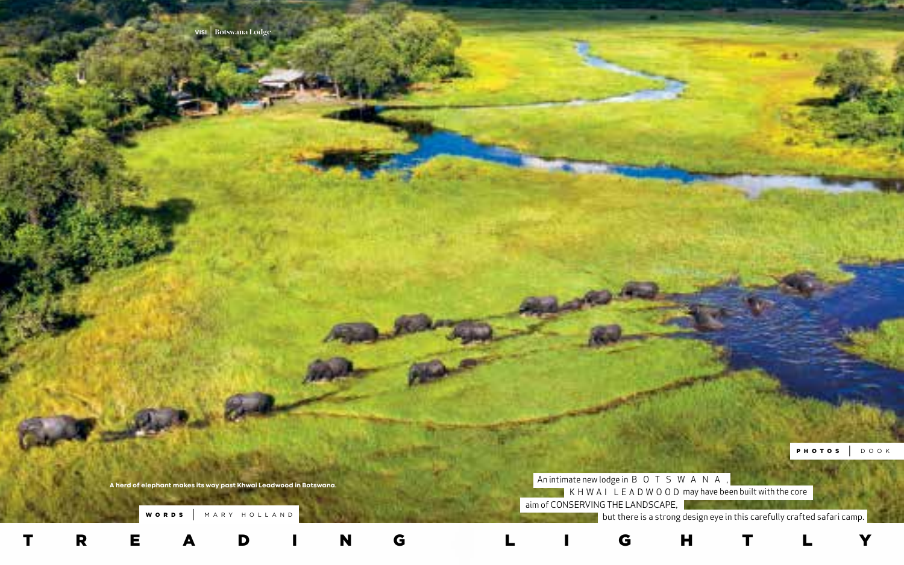# TREADING LIGHTLY

An intimate new lodge in BOTSWANA, KHWAI LEADWOOD may have been built with the core aim of CONSERVING THE LANDSCAPE, but there is a strong design eye in this carefully crafted safari camp.

**WORDS** | MARY HOLLAND

**PHOTOS** | DOOK

A herd of elephant makes its way past Khwai Leadwood in Botswana.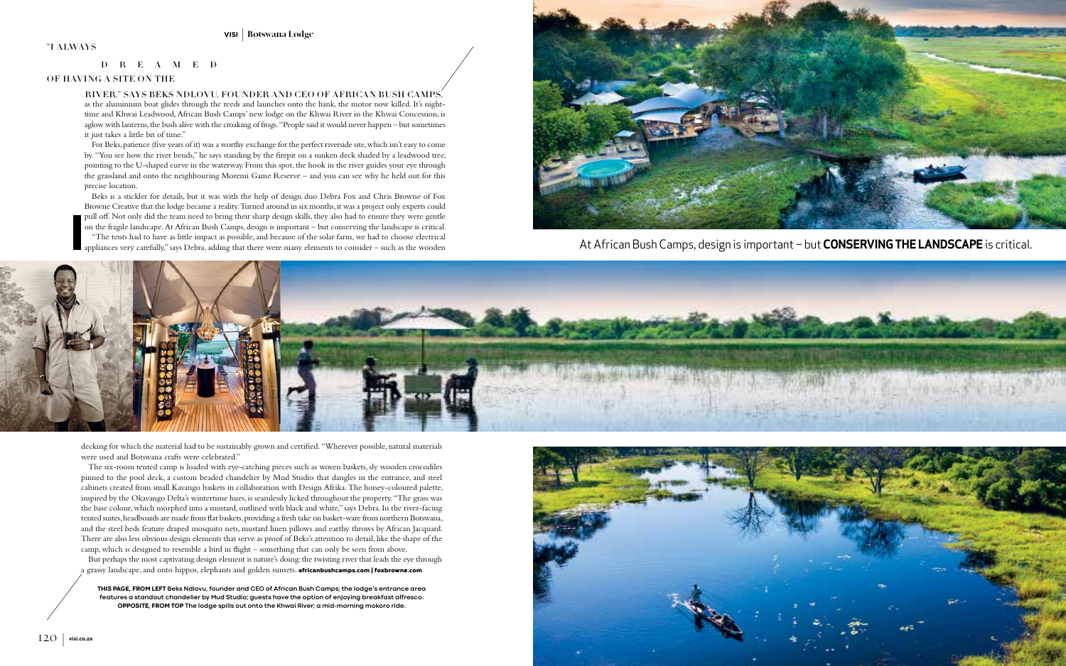"I ALWAYS DREAMED OF HAVING A SITE ON THE RIVER," SAYS BEKS NDLOVU, FOUNDER AND CEO OF AFRICAN BUSH CAMPS, as the aluminium boat glides through the reeds and launches onto the bank, the motor now killed. It's night-time and Khwai Leadwood, African Bush Camps' new lodge on the Khwai River in the Khwai Concession, is aglow with lanterns, the bush alive with the croaking of frogs. "People said it would never happen – but sometimes it just takes a little bit of time."

For Beks, patience (five years of it) was a worthy exchange for the perfect riverside site, which isn't easy to come by. "You see how the river bends," he says standing by the firepit on a sunken deck shaded by a leadwood tree, pointing to the U-shaped curve in the waterway. From this spot, the hook in the river guides your eye through the grassland and onto the neighbouring Moremi Game Reserve – and you can see why he held out for this precise location.

Beks is a stickler for details, but it was with the help of design duo Debra Fox and Chris Browne of Fox Browne Creative that the lodge became a reality. Turned around in six months, it was a project only experts could pull off. Not only did the team need to bring their sharp design skills, they also had to ensure they were gentle on the fragile landscape. At African Bush Camps, design is important – but conserving the landscape is critical.

"The tents had to have as little impact as possible, and because of the solar farm, we had to choose electrical appliances very carefully," says Debra, adding that there were many elements to consider – such as the wooden decking for which the material had to be sustainably grown and certified. "Wherever possible, natural materials were used and Botswana crafts were celebrated."

The six-room tented camp is loaded with eye-catching pieces such as woven baskets, sly wooden crocodiles pinned to the pool deck, a custom beaded chandelier by Mud Studio that dangles in the entrance, and steel cabinets created from small Kavango baskets in collaboration with Design Afrika. The honey-coloured palette, inspired by the Okavango Delta's wintertime hues, is seamlessly licked throughout the property. "The grass was the base colour, which morphed into a mustard, outlined with black and white," says Debra. In the river-facing tented suites, headboards are made from flat baskets, providing a fresh take on basket-ware from northern Botswana, and the steel beds feature draped mosquito nets, mustard linen pillows and earthy throws by African Jacquard. There are also less obvious design elements that serve as proof of Beks's attention to detail, like the shape of the camp, which is designed to resemble a bird in flight – something that can only be seen from above.

But perhaps the most captivating design element is nature's doing: the twisting river that leads the eye through a grassy landscape, and onto hippos, elephants and golden sunsets. **africanbushcamps.com | foxbrowne.com**

At African Bush Camps, design is important – but **CONSERVING THE LANDSCAPE** is critical.

**THIS PAGE, FROM LEFT** Beks Ndlovu, founder and CEO of African Bush Camps; the lodge's entrance area features a standout chandelier by Mud Studio; guests have the option of enjoying breakfast alfresco. **OPPOSITE, FROM TOP** The lodge spills out onto the Khwai River; a mid-morning mokoro ride.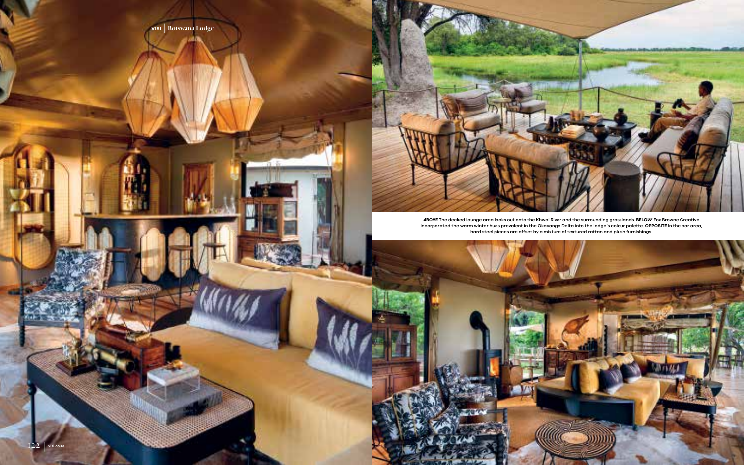**ABOVE** The decked lounge area looks out onto the Khwai River and the surrounding grasslands. **BELOW** Fox Browne Creative incorporated the warm winter hues prevalent in the Okavango Delta into the lodge's colour palette. **OPPOSITE** In the bar area, hard steel pieces are offset by a mixture of textured rattan and plush furnishings.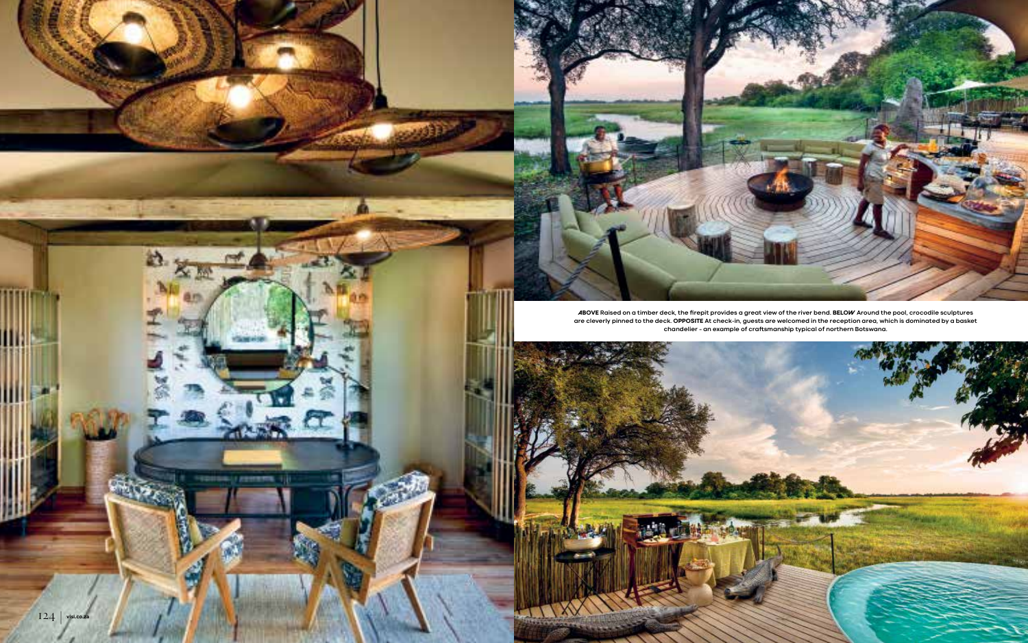**ABOVE** Raised on a timber deck, the firepit provides a great view of the river bend. **BELOW** Around the pool, crocodile sculptures are cleverly pinned to the deck. **OPPOSITE** At check-in, guests are welcomed in the reception area, which is dominated by a basket chandelier – an example of craftsmanship typical of northern Botswana.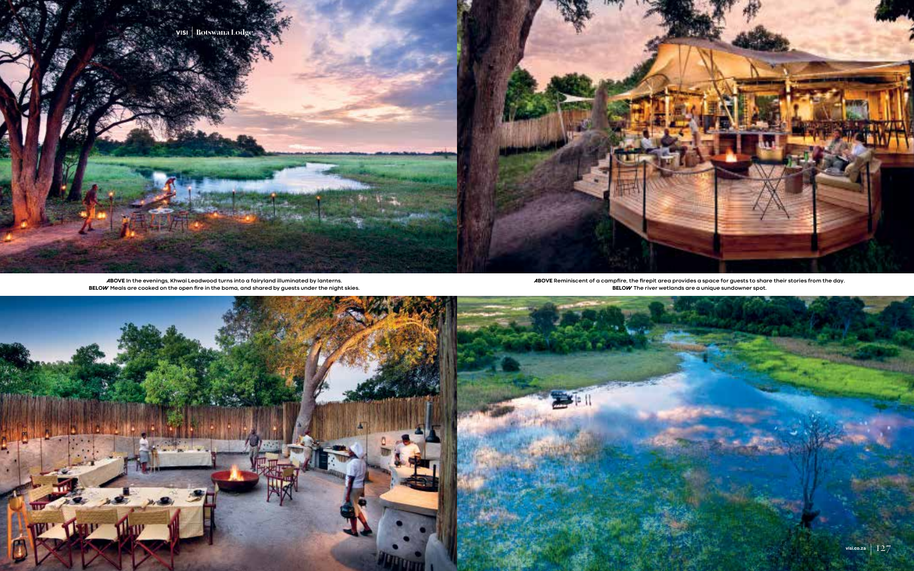**ABOVE** In the evenings, Khwai Leadwood turns into a fairyland illuminated by lanterns.
**BELOW** Meals are cooked on the open fire in the boma, and shared by guests under the night skies.

**ABOVE** Reminiscent of a campfire, the firepit area provides a space for guests to share their stories from the day.
**BELOW** The river wetlands are a unique sundowner spot.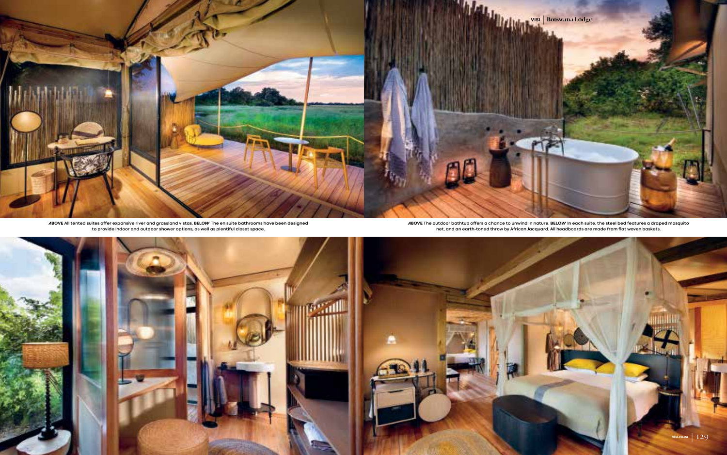**ABOVE** All tented suites offer expansive river and grassland vistas. **BELOW** The en suite bathrooms have been designed to provide indoor and outdoor shower options, as well as plentiful closet space.

**ABOVE** The outdoor bathtub offers a chance to unwind in nature. **BELOW** In each suite, the steel bed features a draped mosquito net, and an earth-toned throw by African Jacquard. All headboards are made from flat woven baskets.